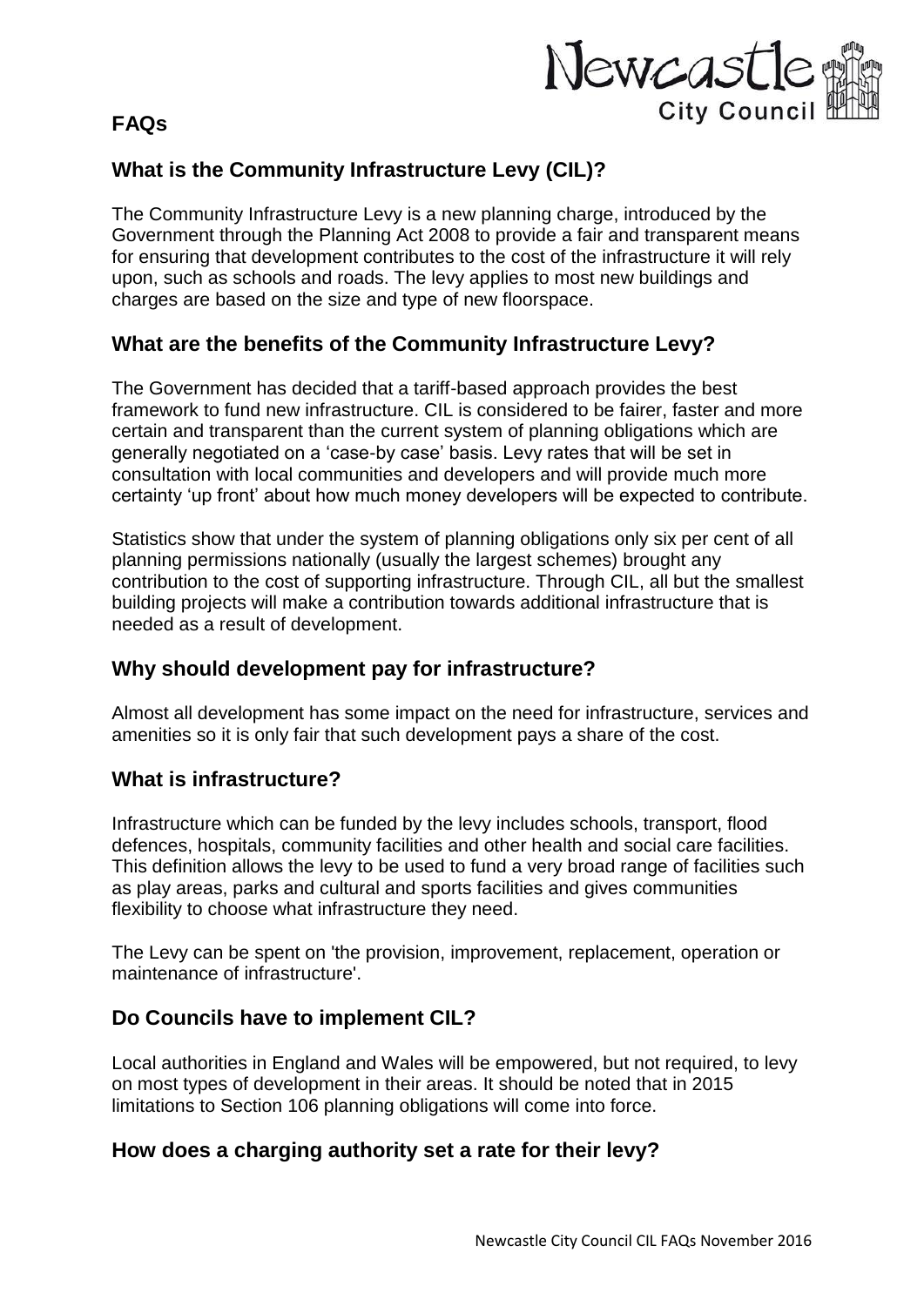# FAQs

## What is the Community Infrastructure Levy (CIL)?

The Community Infrastructure Levy is a new planning charge, introduced by the Government through the Planning Act 2008 to provide a fair and transparent means for ensuring that development contributes to the cost of the infrastructure it will rely upon, such as schools and roads. The levy applies to most new buildings and charges are based on the size and type of new floorspace.

## What are the benefits of the Community Infrastructure Levy?

The Government has decided that a tariff-based approach provides the best framework to fund new infrastructure. CIL is considered to be fairer, faster and more certain and transparent than the current system of planning obligations which are generally negotiated on a 'case-by case' basis. Levy rates that will be set in consultation with local communities and developers and will provide much more certainty 'up front' about how much money developers will be expected to contribute.

Statistics show that under the system of planning obligations only six per cent of all planning permissions nationally (usually the largest schemes) brought any contribution to the cost of supporting infrastructure. Through CIL, all but the smallest building projects will make a contribution towards additional infrastructure that is needed as a result of development.

## Why should development pay for infrastructure?

Almost all development has some impact on the need for infrastructure, services and amenities so it is only fair that such development pays a share of the cost.

## What is infrastructure?

Infrastructure which can be funded by the levy includes schools, transport, flood defences, hospitals, community facilities and other health and social care facilities. This definition allows the levy to be used to fund a very broad range of facilities such as play areas, parks and cultural and sports facilities and gives communities flexibility to choose what infrastructure they need.

The Levy can be spent on 'the provision, improvement, replacement, operation or maintenance of infrastructure'.

## Do Councils have to implement CIL?

Local authorities in England and Wales will be empowered, but not required, to levy on most types of development in their areas. It should be noted that in 2015 limitations to Section 106 planning obligations will come into force.

## How does a charging authority set a rate for their levy?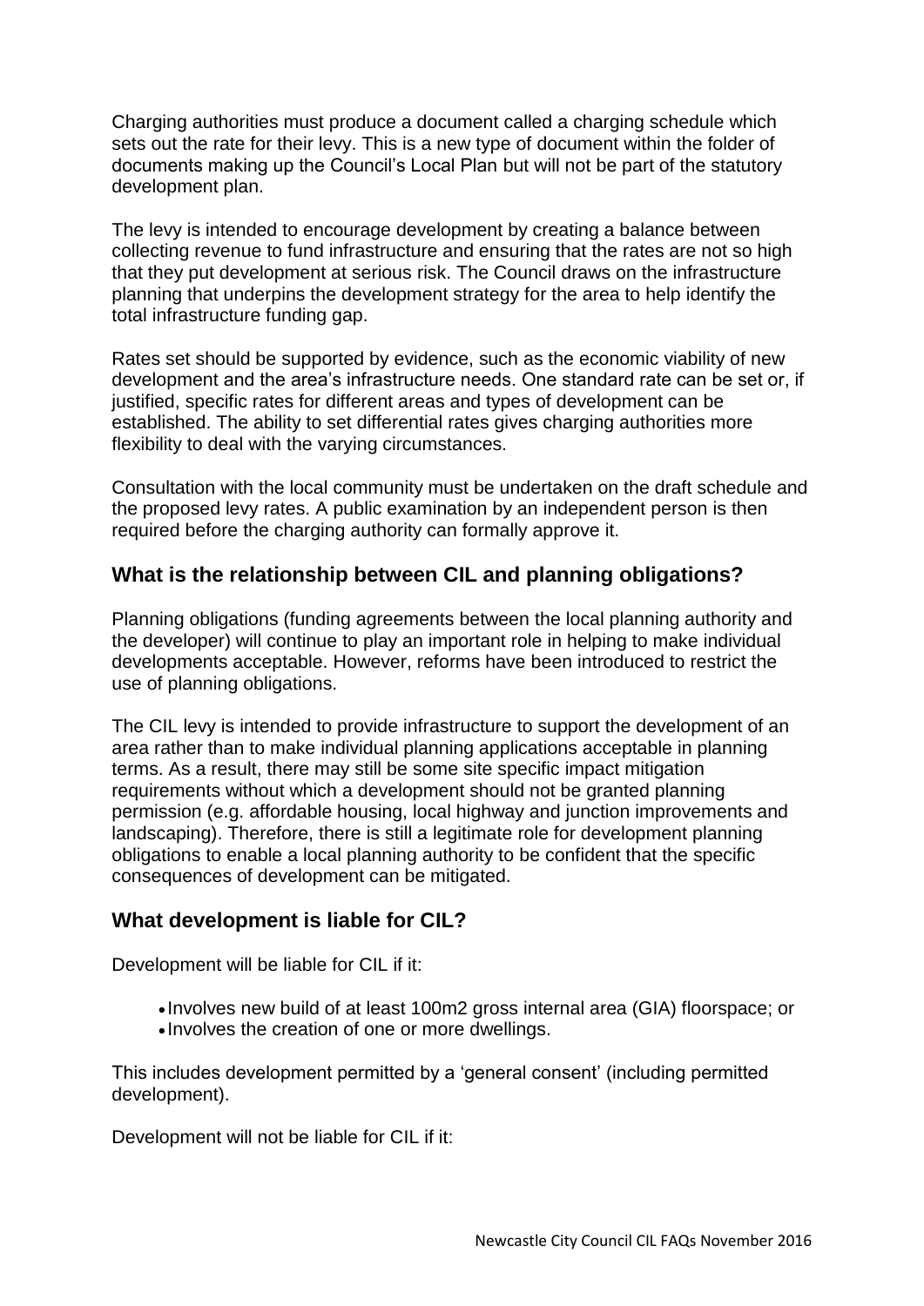Charging authorities must produce a document called a charging schedule which sets out the rate for their levy. This is a new type of document within the folder of documents making up the Council's Local Plan but will not be part of the statutory development plan.

The levy is intended to encourage development by creating a balance between collecting revenue to fund infrastructure and ensuring that the rates are not so high that they put development at serious risk. The Council draws on the infrastructure planning that underpins the development strategy for the area to help identify the total infrastructure funding gap.

Rates set should be supported by evidence, such as the economic viability of new development and the area's infrastructure needs. One standard rate can be set or, if justified, specific rates for different areas and types of development can be established. The ability to set differential rates gives charging authorities more flexibility to deal with the varying circumstances.

Consultation with the local community must be undertaken on the draft schedule and the proposed levy rates. A public examination by an independent person is then required before the charging authority can formally approve it.

## What is the relationship between CIL and planning obligations?

Planning obligations (funding agreements between the local planning authority and the developer) will continue to play an important role in helping to make individual developments acceptable. However, reforms have been introduced to restrict the use of planning obligations.

The CIL levy is intended to provide infrastructure to support the development of an area rather than to make individual planning applications acceptable in planning terms. As a result, there may still be some site specific impact mitigation requirements without which a development should not be granted planning permission (e.g. affordable housing, local highway and junction improvements and landscaping). Therefore, there is still a legitimate role for development planning obligations to enable a local planning authority to be confident that the specific consequences of development can be mitigated.

## What development is liable for CIL?

Development will be liable for CIL if it:

- Involves new build of at least 100m2 gross internal area (GIA) floorspace; or
- Involves the creation of one or more dwellings.

This includes development permitted by a 'general consent' (including permitted development).

Development will not be liable for CIL if it: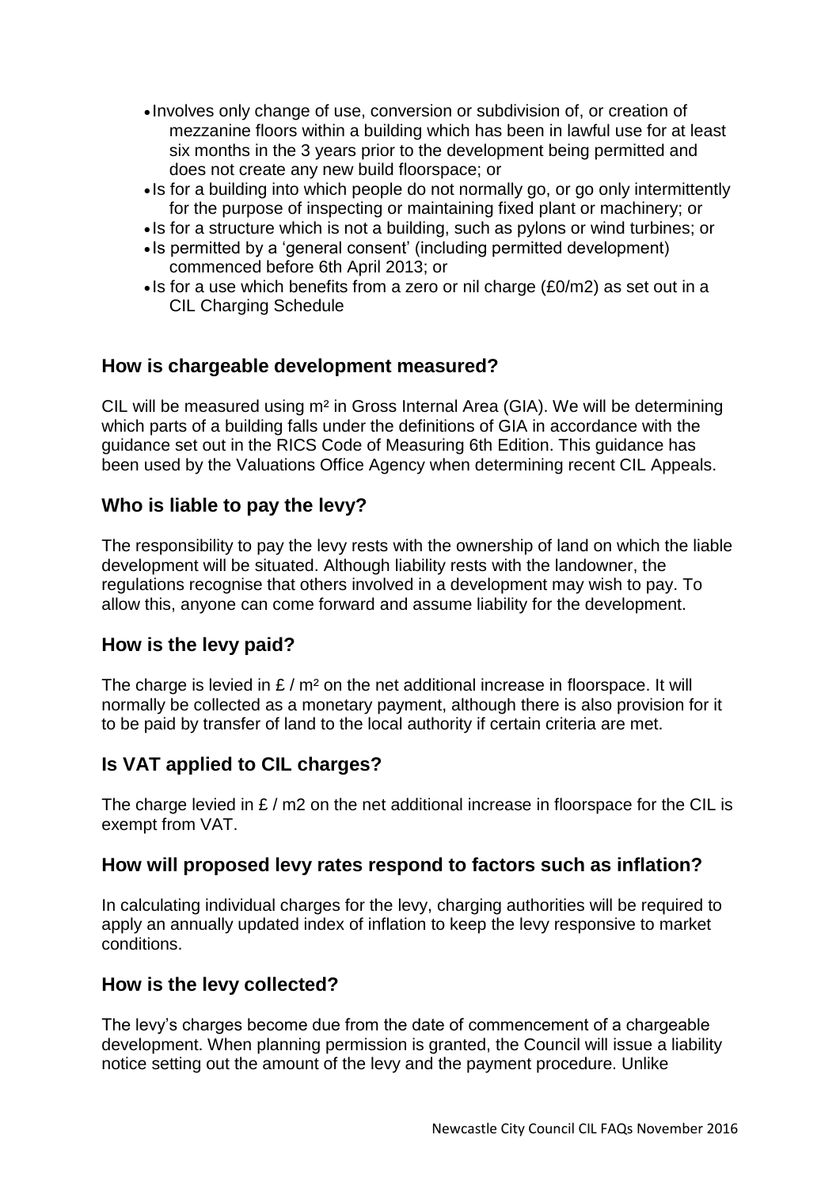- Involves only change of use, conversion or subdivision of, or creation of mezzanine floors within a building which has been in lawful use for at least six months in the 3 years prior to the development being permitted and does not create any new build floorspace; or
- Is for a building into which people do not normally go, or go only intermittently for the purpose of inspecting or maintaining fixed plant or machinery; or
- Is for a structure which is not a building, such as pylons or wind turbines; or
- Is permitted by a 'general consent' (including permitted development) commenced before 6th April 2013; or
- Is for a use which benefits from a zero or nil charge (£0/m2) as set out in a CIL Charging Schedule

## How is chargeable development measured?

CIL will be measured using m² in Gross Internal Area (GIA). We will be determining which parts of a building falls under the definitions of GIA in accordance with the guidance set out in the RICS Code of Measuring 6th Edition. This guidance has been used by the Valuations Office Agency when determining recent CIL Appeals.

## Who is liable to pay the levy?

The responsibility to pay the levy rests with the ownership of land on which the liable development will be situated. Although liability rests with the landowner, the regulations recognise that others involved in a development may wish to pay. To allow this, anyone can come forward and assume liability for the development.

## How is the levy paid?

The charge is levied in £ / m² on the net additional increase in floorspace. It will normally be collected as a monetary payment, although there is also provision for it to be paid by transfer of land to the local authority if certain criteria are met.

## Is VAT applied to CIL charges?

The charge levied in £ / m2 on the net additional increase in floorspace for the CIL is exempt from VAT.

## How will proposed levy rates respond to factors such as inflation?

In calculating individual charges for the levy, charging authorities will be required to apply an annually updated index of inflation to keep the levy responsive to market conditions.

## How is the levy collected?

The levy's charges become due from the date of commencement of a chargeable development. When planning permission is granted, the Council will issue a liability notice setting out the amount of the levy and the payment procedure. Unlike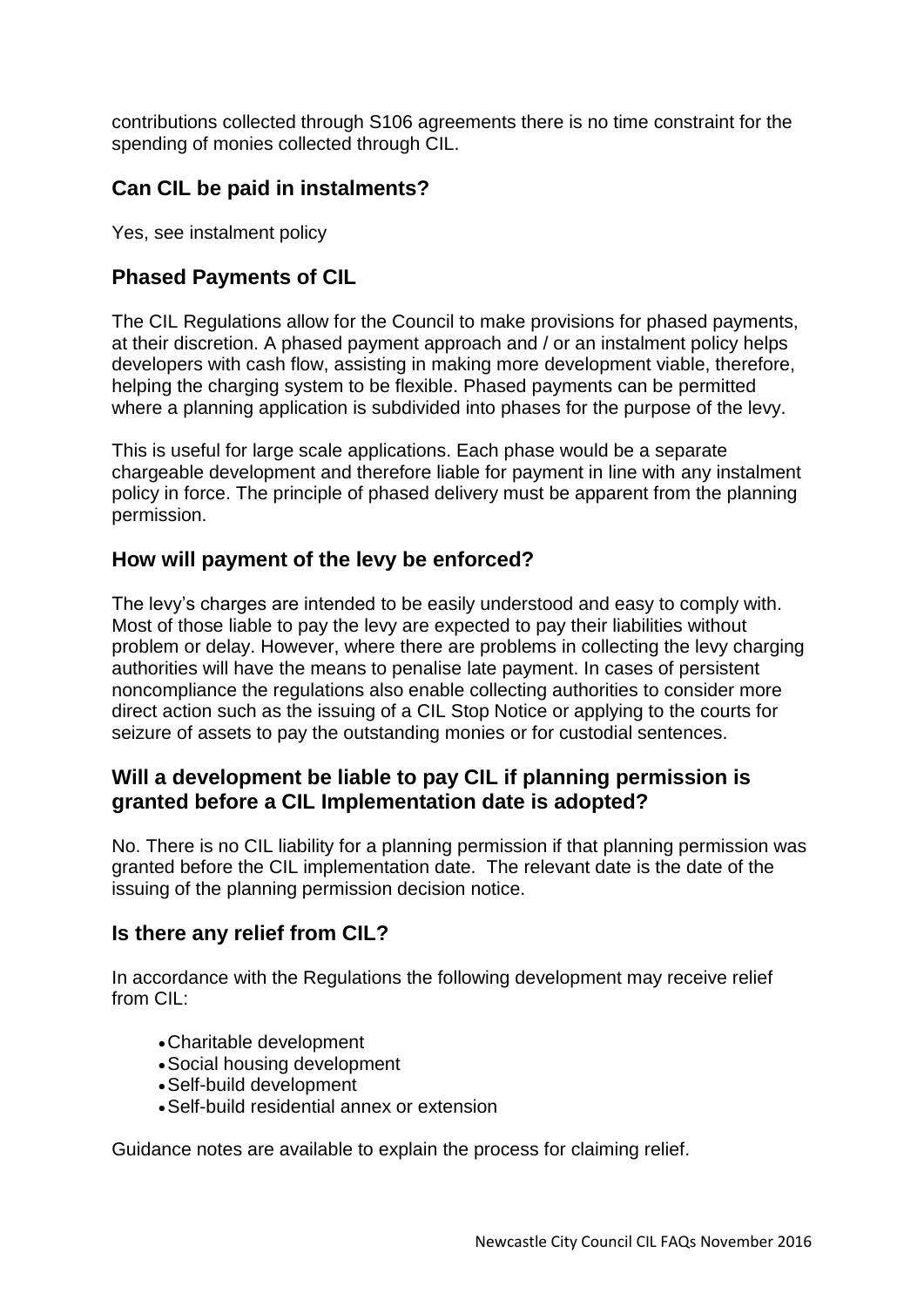contributions collected through S106 agreements there is no time constraint for the spending of monies collected through CIL.

## Can CIL be paid in instalments?

Yes, see instalment policy

## Phased Payments of CIL

The CIL Regulations allow for the Council to make provisions for phased payments, at their discretion. A phased payment approach and / or an instalment policy helps developers with cash flow, assisting in making more development viable, therefore, helping the charging system to be flexible. Phased payments can be permitted where a planning application is subdivided into phases for the purpose of the levy.

This is useful for large scale applications. Each phase would be a separate chargeable development and therefore liable for payment in line with any instalment policy in force. The principle of phased delivery must be apparent from the planning permission.

## How will payment of the levy be enforced?

The levy's charges are intended to be easily understood and easy to comply with. Most of those liable to pay the levy are expected to pay their liabilities without problem or delay. However, where there are problems in collecting the levy charging authorities will have the means to penalise late payment. In cases of persistent noncompliance the regulations also enable collecting authorities to consider more direct action such as the issuing of a CIL Stop Notice or applying to the courts for seizure of assets to pay the outstanding monies or for custodial sentences.

## Will a development be liable to pay CIL if planning permission is granted before a CIL Implementation date is adopted?

No. There is no CIL liability for a planning permission if that planning permission was granted before the CIL implementation date. The relevant date is the date of the issuing of the planning permission decision notice.

## Is there any relief from CIL?

In accordance with the Regulations the following development may receive relief from CIL:

- Charitable development
- Social housing development
- Self-build development
- Self-build residential annex or extension

Guidance notes are available to explain the process for claiming relief.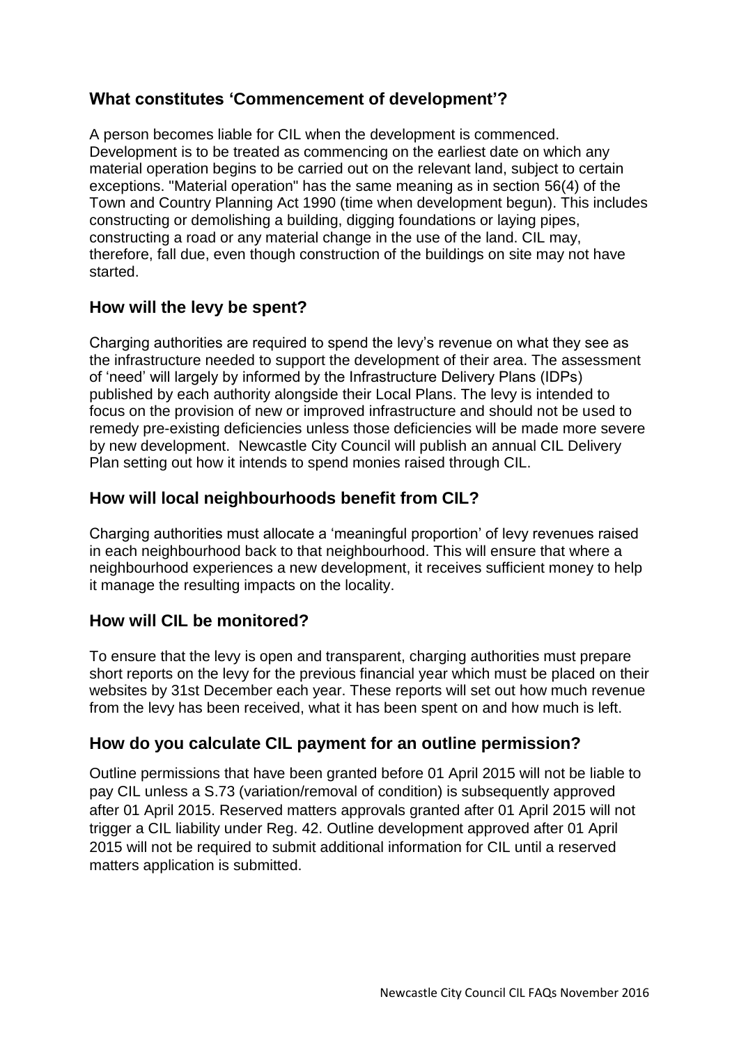## What constitutes 'Commencement of development'?

A person becomes liable for CIL when the development is commenced. Development is to be treated as commencing on the earliest date on which any material operation begins to be carried out on the relevant land, subject to certain exceptions. "Material operation" has the same meaning as in section 56(4) of the Town and Country Planning Act 1990 (time when development begun). This includes constructing or demolishing a building, digging foundations or laying pipes, constructing a road or any material change in the use of the land. CIL may, therefore, fall due, even though construction of the buildings on site may not have started.

## How will the levy be spent?

Charging authorities are required to spend the levy's revenue on what they see as the infrastructure needed to support the development of their area. The assessment of 'need' will largely by informed by the Infrastructure Delivery Plans (IDPs) published by each authority alongside their Local Plans. The levy is intended to focus on the provision of new or improved infrastructure and should not be used to remedy pre-existing deficiencies unless those deficiencies will be made more severe by new development. Newcastle City Council will publish an annual CIL Delivery Plan setting out how it intends to spend monies raised through CIL.

## How will local neighbourhoods benefit from CIL?

Charging authorities must allocate a 'meaningful proportion' of levy revenues raised in each neighbourhood back to that neighbourhood. This will ensure that where a neighbourhood experiences a new development, it receives sufficient money to help it manage the resulting impacts on the locality.

## How will CIL be monitored?

To ensure that the levy is open and transparent, charging authorities must prepare short reports on the levy for the previous financial year which must be placed on their websites by 31st December each year. These reports will set out how much revenue from the levy has been received, what it has been spent on and how much is left.

## How do you calculate CIL payment for an outline permission?

Outline permissions that have been granted before 01 April 2015 will not be liable to pay CIL unless a S.73 (variation/removal of condition) is subsequently approved after 01 April 2015. Reserved matters approvals granted after 01 April 2015 will not trigger a CIL liability under Reg. 42. Outline development approved after 01 April 2015 will not be required to submit additional information for CIL until a reserved matters application is submitted.